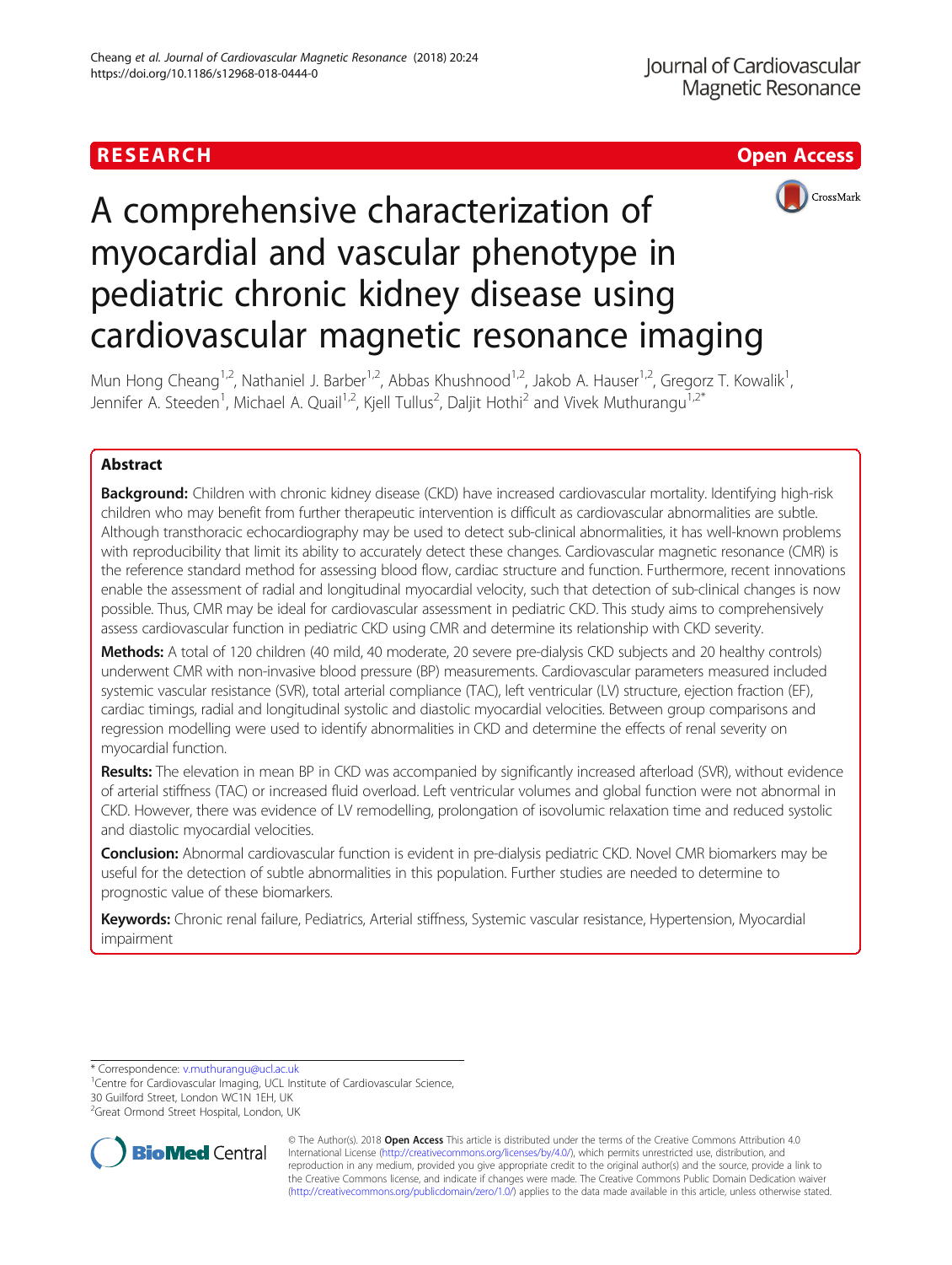RESEARCH

Open Access

# A comprehensive characterization of myocardial and vascular phenotype in pediatric chronic kidney disease using cardiovascular magnetic resonance imaging

Mun Hong Cheang[1,2], Nathaniel J. Barber[1,2], Abbas Khushnood[1,2], Jakob A. Hauser[1,2], Gregorz T. Kowalik[1], Jennifer A. Steeden[1], Michael A. Quail[1,2], Kjell Tullus[2], Daljit Hothi[2] and Vivek Muthurangu[1,2*]

## Abstract

**Background:** Children with chronic kidney disease (CKD) have increased cardiovascular mortality. Identifying high-risk children who may benefit from further therapeutic intervention is difficult as cardiovascular abnormalities are subtle. Although transthoracic echocardiography may be used to detect sub-clinical abnormalities, it has well-known problems with reproducibility that limit its ability to accurately detect these changes. Cardiovascular magnetic resonance (CMR) is the reference standard method for assessing blood flow, cardiac structure and function. Furthermore, recent innovations enable the assessment of radial and longitudinal myocardial velocity, such that detection of sub-clinical changes is now possible. Thus, CMR may be ideal for cardiovascular assessment in pediatric CKD. This study aims to comprehensively assess cardiovascular function in pediatric CKD using CMR and determine its relationship with CKD severity.

**Methods:** A total of 120 children (40 mild, 40 moderate, 20 severe pre-dialysis CKD subjects and 20 healthy controls) underwent CMR with non-invasive blood pressure (BP) measurements. Cardiovascular parameters measured included systemic vascular resistance (SVR), total arterial compliance (TAC), left ventricular (LV) structure, ejection fraction (EF), cardiac timings, radial and longitudinal systolic and diastolic myocardial velocities. Between group comparisons and regression modelling were used to identify abnormalities in CKD and determine the effects of renal severity on myocardial function.

**Results:** The elevation in mean BP in CKD was accompanied by significantly increased afterload (SVR), without evidence of arterial stiffness (TAC) or increased fluid overload. Left ventricular volumes and global function were not abnormal in CKD. However, there was evidence of LV remodelling, prolongation of isovolumic relaxation time and reduced systolic and diastolic myocardial velocities.

**Conclusion:** Abnormal cardiovascular function is evident in pre-dialysis pediatric CKD. Novel CMR biomarkers may be useful for the detection of subtle abnormalities in this population. Further studies are needed to determine to prognostic value of these biomarkers.

**Keywords:** Chronic renal failure, Pediatrics, Arterial stiffness, Systemic vascular resistance, Hypertension, Myocardial impairment

---

\* Correspondence: v.muthurangu@ucl.ac.uk
[1]Centre for Cardiovascular Imaging, UCL Institute of Cardiovascular Science, 30 Guilford Street, London WC1N 1EH, UK
[2]Great Ormond Street Hospital, London, UK

© The Author(s). 2018 **Open Access** This article is distributed under the terms of the Creative Commons Attribution 4.0 International License (http://creativecommons.org/licenses/by/4.0/), which permits unrestricted use, distribution, and reproduction in any medium, provided you give appropriate credit to the original author(s) and the source, provide a link to the Creative Commons license, and indicate if changes were made. The Creative Commons Public Domain Dedication waiver (http://creativecommons.org/publicdomain/zero/1.0/) applies to the data made available in this article, unless otherwise stated.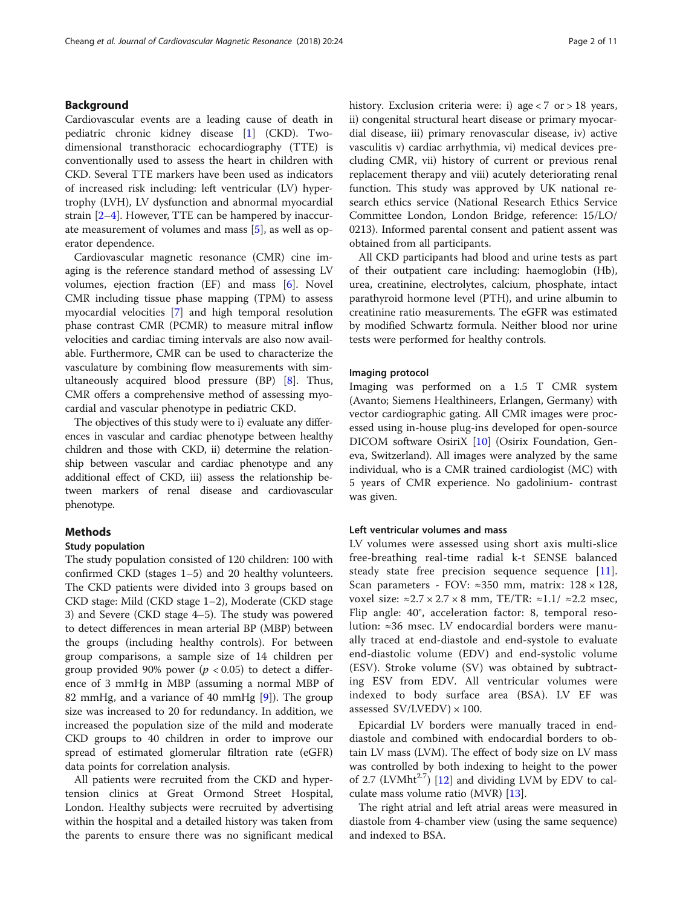## Background

Cardiovascular events are a leading cause of death in pediatric chronic kidney disease [1] (CKD). Two-dimensional transthoracic echocardiography (TTE) is conventionally used to assess the heart in children with CKD. Several TTE markers have been used as indicators of increased risk including: left ventricular (LV) hypertrophy (LVH), LV dysfunction and abnormal myocardial strain [2–4]. However, TTE can be hampered by inaccurate measurement of volumes and mass [5], as well as operator dependence.

Cardiovascular magnetic resonance (CMR) cine imaging is the reference standard method of assessing LV volumes, ejection fraction (EF) and mass [6]. Novel CMR including tissue phase mapping (TPM) to assess myocardial velocities [7] and high temporal resolution phase contrast CMR (PCMR) to measure mitral inflow velocities and cardiac timing intervals are also now available. Furthermore, CMR can be used to characterize the vasculature by combining flow measurements with simultaneously acquired blood pressure (BP) [8]. Thus, CMR offers a comprehensive method of assessing myocardial and vascular phenotype in pediatric CKD.

The objectives of this study were to i) evaluate any differences in vascular and cardiac phenotype between healthy children and those with CKD, ii) determine the relationship between vascular and cardiac phenotype and any additional effect of CKD, iii) assess the relationship between markers of renal disease and cardiovascular phenotype.

## Methods

### Study population

The study population consisted of 120 children: 100 with confirmed CKD (stages 1–5) and 20 healthy volunteers. The CKD patients were divided into 3 groups based on CKD stage: Mild (CKD stage 1–2), Moderate (CKD stage 3) and Severe (CKD stage 4–5). The study was powered to detect differences in mean arterial BP (MBP) between the groups (including healthy controls). For between group comparisons, a sample size of 14 children per group provided 90% power ($p < 0.05$) to detect a difference of 3 mmHg in MBP (assuming a normal MBP of 82 mmHg, and a variance of 40 mmHg [9]). The group size was increased to 20 for redundancy. In addition, we increased the population size of the mild and moderate CKD groups to 40 children in order to improve our spread of estimated glomerular filtration rate (eGFR) data points for correlation analysis.

All patients were recruited from the CKD and hypertension clinics at Great Ormond Street Hospital, London. Healthy subjects were recruited by advertising within the hospital and a detailed history was taken from the parents to ensure there was no significant medical history. Exclusion criteria were: i) age < 7 or > 18 years, ii) congenital structural heart disease or primary myocardial disease, iii) primary renovascular disease, iv) active vasculitis v) cardiac arrhythmia, vi) medical devices precluding CMR, vii) history of current or previous renal replacement therapy and viii) acutely deteriorating renal function. This study was approved by UK national research ethics service (National Research Ethics Service Committee London, London Bridge, reference: 15/LO/0213). Informed parental consent and patient assent was obtained from all participants.

All CKD participants had blood and urine tests as part of their outpatient care including: haemoglobin (Hb), urea, creatinine, electrolytes, calcium, phosphate, intact parathyroid hormone level (PTH), and urine albumin to creatinine ratio measurements. The eGFR was estimated by modified Schwartz formula. Neither blood nor urine tests were performed for healthy controls.

### Imaging protocol

Imaging was performed on a 1.5 T CMR system (Avanto; Siemens Healthineers, Erlangen, Germany) with vector cardiographic gating. All CMR images were processed using in-house plug-ins developed for open-source DICOM software OsiriX [10] (Osirix Foundation, Geneva, Switzerland). All images were analyzed by the same individual, who is a CMR trained cardiologist (MC) with 5 years of CMR experience. No gadolinium- contrast was given.

### Left ventricular volumes and mass

LV volumes were assessed using short axis multi-slice free-breathing real-time radial k-t SENSE balanced steady state free precision sequence sequence [11]. Scan parameters - FOV: ≈350 mm, matrix: 128 × 128, voxel size: ≈2.7 × 2.7 × 8 mm, TE/TR: ≈1.1/ ≈2.2 msec, Flip angle: 40°, acceleration factor: 8, temporal resolution: ≈36 msec. LV endocardial borders were manually traced at end-diastole and end-systole to evaluate end-diastolic volume (EDV) and end-systolic volume (ESV). Stroke volume (SV) was obtained by subtracting ESV from EDV. All ventricular volumes were indexed to body surface area (BSA). LV EF was assessed SV/LVEDV) × 100.

Epicardial LV borders were manually traced in end-diastole and combined with endocardial borders to obtain LV mass (LVM). The effect of body size on LV mass was controlled by both indexing to height to the power of 2.7 ($LVMht^{2.7}$) [12] and dividing LVM by EDV to calculate mass volume ratio (MVR) [13].

The right atrial and left atrial areas were measured in diastole from 4-chamber view (using the same sequence) and indexed to BSA.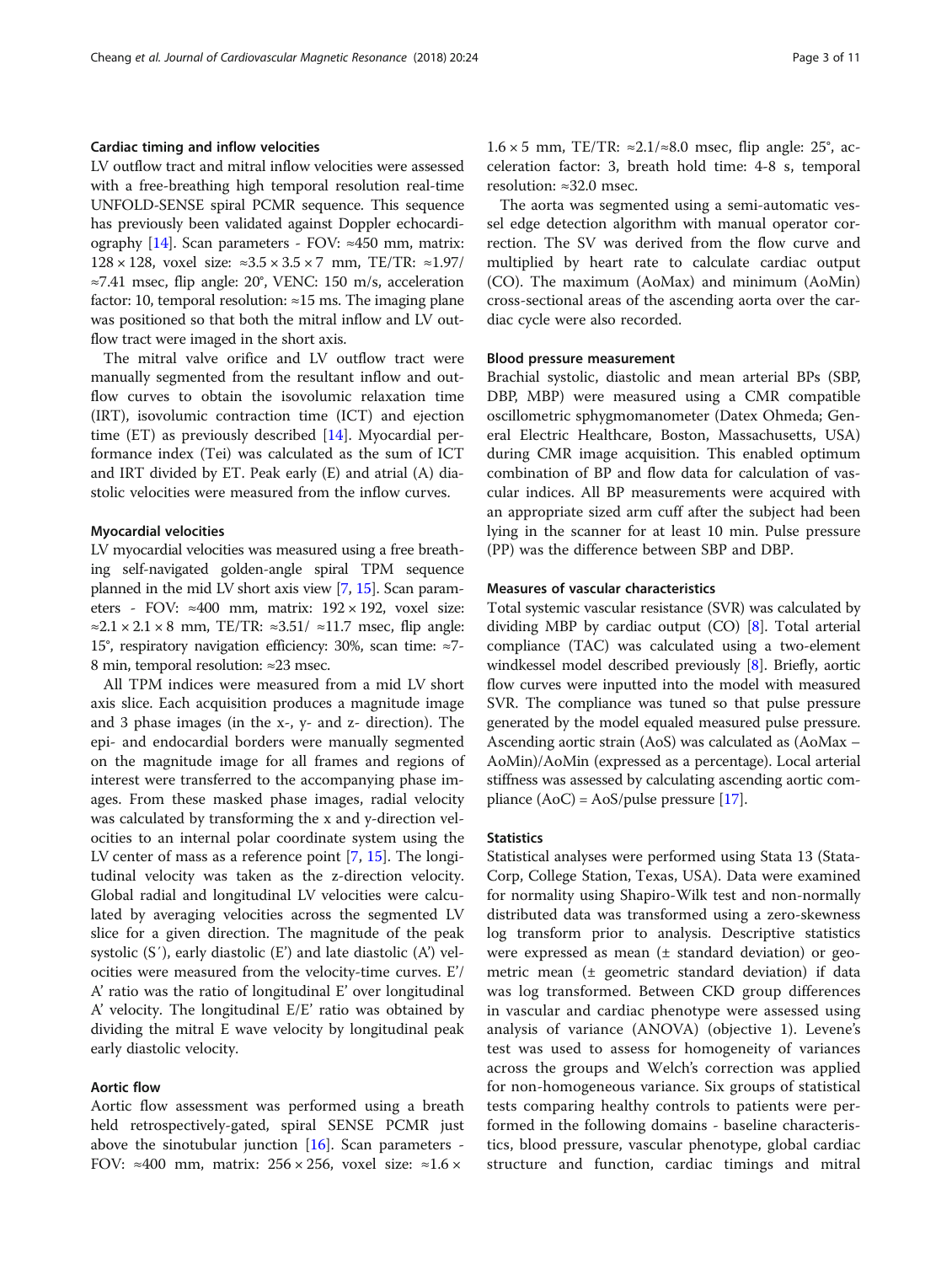### Cardiac timing and inflow velocities

LV outflow tract and mitral inflow velocities were assessed with a free-breathing high temporal resolution real-time UNFOLD-SENSE spiral PCMR sequence. This sequence has previously been validated against Doppler echocardiography [14]. Scan parameters - FOV: ≈450 mm, matrix: 128 × 128, voxel size: ≈3.5 × 3.5 × 7 mm, TE/TR: ≈1.97/≈7.41 msec, flip angle: 20°, VENC: 150 m/s, acceleration factor: 10, temporal resolution: ≈15 ms. The imaging plane was positioned so that both the mitral inflow and LV outflow tract were imaged in the short axis.

The mitral valve orifice and LV outflow tract were manually segmented from the resultant inflow and outflow curves to obtain the isovolumic relaxation time (IRT), isovolumic contraction time (ICT) and ejection time (ET) as previously described [14]. Myocardial performance index (Tei) was calculated as the sum of ICT and IRT divided by ET. Peak early (E) and atrial (A) diastolic velocities were measured from the inflow curves.

### Myocardial velocities

LV myocardial velocities was measured using a free breathing self-navigated golden-angle spiral TPM sequence planned in the mid LV short axis view [7, 15]. Scan parameters - FOV: ≈400 mm, matrix: 192 × 192, voxel size: ≈2.1 × 2.1 × 8 mm, TE/TR: ≈3.51/ ≈11.7 msec, flip angle: 15°, respiratory navigation efficiency: 30%, scan time: ≈7-8 min, temporal resolution: ≈23 msec.

All TPM indices were measured from a mid LV short axis slice. Each acquisition produces a magnitude image and 3 phase images (in the x-, y- and z- direction). The epi- and endocardial borders were manually segmented on the magnitude image for all frames and regions of interest were transferred to the accompanying phase images. From these masked phase images, radial velocity was calculated by transforming the x and y-direction velocities to an internal polar coordinate system using the LV center of mass as a reference point [7, 15]. The longitudinal velocity was taken as the z-direction velocity. Global radial and longitudinal LV velocities were calculated by averaging velocities across the segmented LV slice for a given direction. The magnitude of the peak systolic (S′), early diastolic (E′) and late diastolic (A′) velocities were measured from the velocity-time curves. E′/A′ ratio was the ratio of longitudinal E′ over longitudinal A′ velocity. The longitudinal E/E′ ratio was obtained by dividing the mitral E wave velocity by longitudinal peak early diastolic velocity.

### Aortic flow

Aortic flow assessment was performed using a breath held retrospectively-gated, spiral SENSE PCMR just above the sinotubular junction [16]. Scan parameters - FOV: ≈400 mm, matrix: 256 × 256, voxel size: ≈1.6 × 1.6 × 5 mm, TE/TR: ≈2.1/≈8.0 msec, flip angle: 25°, acceleration factor: 3, breath hold time: 4-8 s, temporal resolution: ≈32.0 msec.

The aorta was segmented using a semi-automatic vessel edge detection algorithm with manual operator correction. The SV was derived from the flow curve and multiplied by heart rate to calculate cardiac output (CO). The maximum (AoMax) and minimum (AoMin) cross-sectional areas of the ascending aorta over the cardiac cycle were also recorded.

### Blood pressure measurement

Brachial systolic, diastolic and mean arterial BPs (SBP, DBP, MBP) were measured using a CMR compatible oscillometric sphygmomanometer (Datex Ohmeda; General Electric Healthcare, Boston, Massachusetts, USA) during CMR image acquisition. This enabled optimum combination of BP and flow data for calculation of vascular indices. All BP measurements were acquired with an appropriate sized arm cuff after the subject had been lying in the scanner for at least 10 min. Pulse pressure (PP) was the difference between SBP and DBP.

### Measures of vascular characteristics

Total systemic vascular resistance (SVR) was calculated by dividing MBP by cardiac output (CO) [8]. Total arterial compliance (TAC) was calculated using a two-element windkessel model described previously [8]. Briefly, aortic flow curves were inputted into the model with measured SVR. The compliance was tuned so that pulse pressure generated by the model equaled measured pulse pressure. Ascending aortic strain (AoS) was calculated as (AoMax – AoMin)/AoMin (expressed as a percentage). Local arterial stiffness was assessed by calculating ascending aortic compliance (AoC) = AoS/pulse pressure [17].

### Statistics

Statistical analyses were performed using Stata 13 (StataCorp, College Station, Texas, USA). Data were examined for normality using Shapiro-Wilk test and non-normally distributed data was transformed using a zero-skewness log transform prior to analysis. Descriptive statistics were expressed as mean (± standard deviation) or geometric mean (± geometric standard deviation) if data was log transformed. Between CKD group differences in vascular and cardiac phenotype were assessed using analysis of variance (ANOVA) (objective 1). Levene's test was used to assess for homogeneity of variances across the groups and Welch's correction was applied for non-homogeneous variance. Six groups of statistical tests comparing healthy controls to patients were performed in the following domains - baseline characteristics, blood pressure, vascular phenotype, global cardiac structure and function, cardiac timings and mitral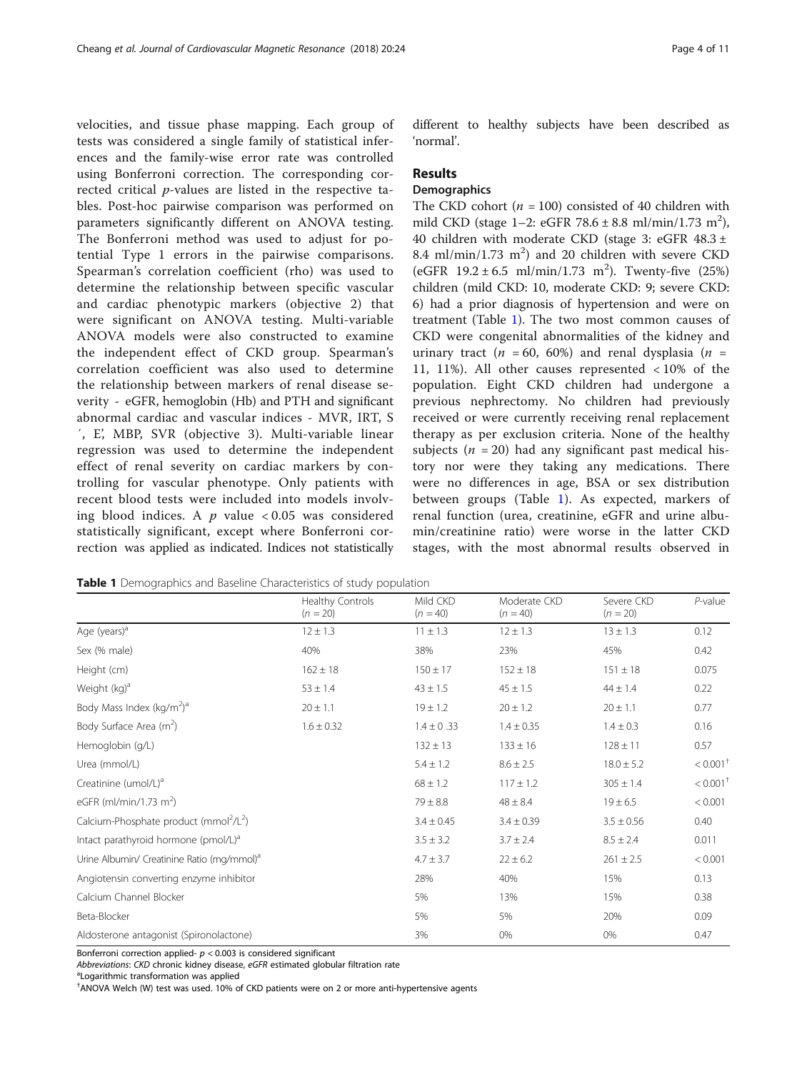velocities, and tissue phase mapping. Each group of tests was considered a single family of statistical inferences and the family-wise error rate was controlled using Bonferroni correction. The corresponding corrected critical *p*-values are listed in the respective tables. Post-hoc pairwise comparison was performed on parameters significantly different on ANOVA testing. The Bonferroni method was used to adjust for potential Type 1 errors in the pairwise comparisons. Spearman's correlation coefficient (rho) was used to determine the relationship between specific vascular and cardiac phenotypic markers (objective 2) that were significant on ANOVA testing. Multi-variable ANOVA models were also constructed to examine the independent effect of CKD group. Spearman's correlation coefficient was also used to determine the relationship between markers of renal disease severity - eGFR, hemoglobin (Hb) and PTH and significant abnormal cardiac and vascular indices - MVR, IRT, S′, E′, MBP, SVR (objective 3). Multi-variable linear regression was used to determine the independent effect of renal severity on cardiac markers by controlling for vascular phenotype. Only patients with recent blood tests were included into models involving blood indices. A $p$ value $< 0.05$ was considered statistically significant, except where Bonferroni correction was applied as indicated. Indices not statistically different to healthy subjects have been described as 'normal'.

## Results

### Demographics

The CKD cohort ($n = 100$) consisted of 40 children with mild CKD (stage 1–2: eGFR $78.6 \pm 8.8$ ml/min/1.73 m$^2$), 40 children with moderate CKD (stage 3: eGFR $48.3 \pm 8.4$ ml/min/1.73 m$^2$) and 20 children with severe CKD (eGFR $19.2 \pm 6.5$ ml/min/1.73 m$^2$). Twenty-five (25%) children (mild CKD: 10, moderate CKD: 9; severe CKD: 6) had a prior diagnosis of hypertension and were on treatment (Table 1). The two most common causes of CKD were congenital abnormalities of the kidney and urinary tract ($n = 60$, 60%) and renal dysplasia ($n = 11$, 11%). All other causes represented < 10% of the population. Eight CKD children had undergone a previous nephrectomy. No children had previously received or were currently receiving renal replacement therapy as per exclusion criteria. None of the healthy subjects ($n = 20$) had any significant past medical history nor were they taking any medications. There were no differences in age, BSA or sex distribution between groups (Table 1). As expected, markers of renal function (urea, creatinine, eGFR and urine albumin/creatinine ratio) were worse in the latter CKD stages, with the most abnormal results observed in

**Table 1** Demographics and Baseline Characteristics of study population

| | Healthy Controls ($n = 20$) | Mild CKD ($n = 40$) | Moderate CKD ($n = 40$) | Severe CKD ($n = 20$) | *P*-value |
|---|---|---|---|---|---|
| Age (years)[a] | $12 \pm 1.3$ | $11 \pm 1.3$ | $12 \pm 1.3$ | $13 \pm 1.3$ | 0.12 |
| Sex (% male) | 40% | 38% | 23% | 45% | 0.42 |
| Height (cm) | $162 \pm 18$ | $150 \pm 17$ | $152 \pm 18$ | $151 \pm 18$ | 0.075 |
| Weight (kg)[a] | $53 \pm 1.4$ | $43 \pm 1.5$ | $45 \pm 1.5$ | $44 \pm 1.4$ | 0.22 |
| Body Mass Index (kg/m$^2$)[a] | $20 \pm 1.1$ | $19 \pm 1.2$ | $20 \pm 1.2$ | $20 \pm 1.1$ | 0.77 |
| Body Surface Area (m$^2$) | $1.6 \pm 0.32$ | $1.4 \pm 0.33$ | $1.4 \pm 0.35$ | $1.4 \pm 0.3$ | 0.16 |
| Hemoglobin (g/L) | | $132 \pm 13$ | $133 \pm 16$ | $128 \pm 11$ | 0.57 |
| Urea (mmol/L) | | $5.4 \pm 1.2$ | $8.6 \pm 2.5$ | $18.0 \pm 5.2$ | $< 0.001^{\dagger}$ |
| Creatinine (umol/L)[a] | | $68 \pm 1.2$ | $117 \pm 1.2$ | $305 \pm 1.4$ | $< 0.001^{\dagger}$ |
| eGFR (ml/min/1.73 m$^2$) | | $79 \pm 8.8$ | $48 \pm 8.4$ | $19 \pm 6.5$ | < 0.001 |
| Calcium-Phosphate product (mmol$^2$/L$^2$) | | $3.4 \pm 0.45$ | $3.4 \pm 0.39$ | $3.5 \pm 0.56$ | 0.40 |
| Intact parathyroid hormone (pmol/L)[a] | | $3.5 \pm 3.2$ | $3.7 \pm 2.4$ | $8.5 \pm 2.4$ | 0.011 |
| Urine Albumin/ Creatinine Ratio (mg/mmol)[a] | | $4.7 \pm 3.7$ | $22 \pm 6.2$ | $261 \pm 2.5$ | < 0.001 |
| Angiotensin converting enzyme inhibitor | | 28% | 40% | 15% | 0.13 |
| Calcium Channel Blocker | | 5% | 13% | 15% | 0.38 |
| Beta-Blocker | | 5% | 5% | 20% | 0.09 |
| Aldosterone antagonist (Spironolactone) | | 3% | 0% | 0% | 0.47 |

Bonferroni correction applied- $p < 0.003$ is considered significant

*Abbreviations*: *CKD* chronic kidney disease, *eGFR* estimated globular filtration rate

[a]Logarithmic transformation was applied

†ANOVA Welch (W) test was used. 10% of CKD patients were on 2 or more anti-hypertensive agents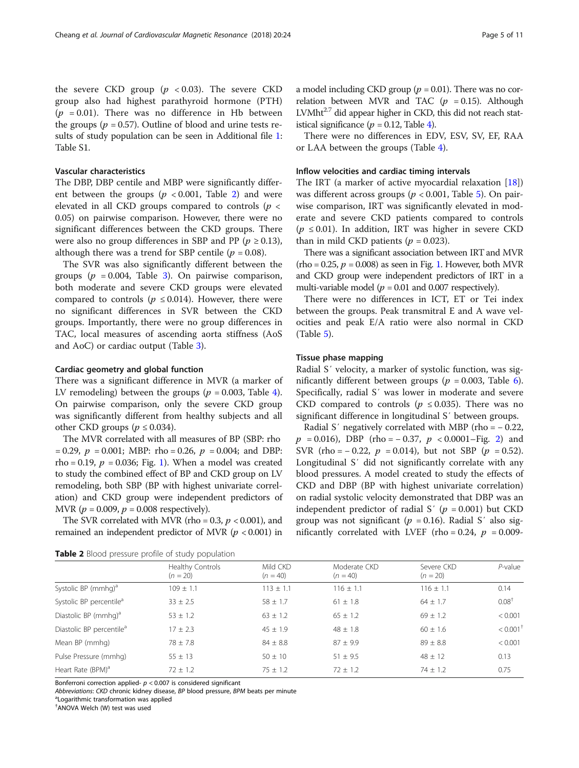the severe CKD group ($p < 0.03$). The severe CKD group also had highest parathyroid hormone (PTH) ($p = 0.01$). There was no difference in Hb between the groups ($p = 0.57$). Outline of blood and urine tests results of study population can be seen in Additional file 1: Table S1.

### Vascular characteristics

The DBP, DBP centile and MBP were significantly different between the groups ($p < 0.001$, Table 2) and were elevated in all CKD groups compared to controls ($p < 0.05$) on pairwise comparison. However, there were no significant differences between the CKD groups. There were also no group differences in SBP and PP ($p \geq 0.13$), although there was a trend for SBP centile ($p = 0.08$).

The SVR was also significantly different between the groups ($p = 0.004$, Table 3). On pairwise comparison, both moderate and severe CKD groups were elevated compared to controls ($p \leq 0.014$). However, there were no significant differences in SVR between the CKD groups. Importantly, there were no group differences in TAC, local measures of ascending aorta stiffness (AoS and AoC) or cardiac output (Table 3).

### Cardiac geometry and global function

There was a significant difference in MVR (a marker of LV remodeling) between the groups ($p = 0.003$, Table 4). On pairwise comparison, only the severe CKD group was significantly different from healthy subjects and all other CKD groups ($p \leq 0.034$).

The MVR correlated with all measures of BP (SBP: rho = 0.29, $p = 0.001$; MBP: rho = 0.26, $p = 0.004$; and DBP: rho = 0.19, $p = 0.036$; Fig. 1). When a model was created to study the combined effect of BP and CKD group on LV remodeling, both SBP (BP with highest univariate correlation) and CKD group were independent predictors of MVR ($p = 0.009$, $p = 0.008$ respectively).

The SVR correlated with MVR (rho = 0.3, $p < 0.001$), and remained an independent predictor of MVR ($p < 0.001$) in a model including CKD group ($p = 0.01$). There was no correlation between MVR and TAC ($p = 0.15$). Although LVMht$^{2.7}$ did appear higher in CKD, this did not reach statistical significance ($p = 0.12$, Table 4).

There were no differences in EDV, ESV, SV, EF, RAA or LAA between the groups (Table 4).

### Inflow velocities and cardiac timing intervals

The IRT (a marker of active myocardial relaxation [18]) was different across groups ($p < 0.001$, Table 5). On pairwise comparison, IRT was significantly elevated in moderate and severe CKD patients compared to controls ($p \leq 0.01$). In addition, IRT was higher in severe CKD than in mild CKD patients ($p = 0.023$).

There was a significant association between IRT and MVR (rho = 0.25, $p = 0.008$) as seen in Fig. 1. However, both MVR and CKD group were independent predictors of IRT in a multi-variable model ($p = 0.01$ and 0.007 respectively).

There were no differences in ICT, ET or Tei index between the groups. Peak transmitral E and A wave velocities and peak E/A ratio were also normal in CKD (Table 5).

### Tissue phase mapping

Radial S′ velocity, a marker of systolic function, was significantly different between groups ($p = 0.003$, Table 6). Specifically, radial S′ was lower in moderate and severe CKD compared to controls ($p \leq 0.035$). There was no significant difference in longitudinal S′ between groups.

Radial S′ negatively correlated with MBP (rho = − 0.22, $p = 0.016$), DBP (rho = − 0.37, $p < 0.0001$–Fig. 2) and SVR (rho = − 0.22, $p = 0.014$), but not SBP ($p = 0.52$). Longitudinal S′ did not significantly correlate with any blood pressures. A model created to study the effects of CKD and DBP (BP with highest univariate correlation) on radial systolic velocity demonstrated that DBP was an independent predictor of radial S′ ($p = 0.001$) but CKD group was not significant ($p = 0.16$). Radial S′ also significantly correlated with LVEF (rho = 0.24, $p = 0.009$-

**Table 2** Blood pressure profile of study population

| | Healthy Controls ($n = 20$) | Mild CKD ($n = 40$) | Moderate CKD ($n = 40$) | Severe CKD ($n = 20$) | P-value |
|---|---|---|---|---|---|
| Systolic BP (mmhg)[a] | 109 ± 1.1 | 113 ± 1.1 | 116 ± 1.1 | 116 ± 1.1 | 0.14 |
| Systolic BP percentile[a] | 33 ± 2.5 | 58 ± 1.7 | 61 ± 1.8 | 64 ± 1.7 | 0.08[†] |
| Diastolic BP (mmhg)[a] | 53 ± 1.2 | 63 ± 1.2 | 65 ± 1.2 | 69 ± 1.2 | < 0.001 |
| Diastolic BP percentile[a] | 17 ± 2.3 | 45 ± 1.9 | 48 ± 1.8 | 60 ± 1.6 | < 0.001[†] |
| Mean BP (mmhg) | 78 ± 7.8 | 84 ± 8.8 | 87 ± 9.9 | 89 ± 8.8 | < 0.001 |
| Pulse Pressure (mmhg) | 55 ± 13 | 50 ± 10 | 51 ± 9.5 | 48 ± 12 | 0.13 |
| Heart Rate (BPM)[a] | 72 ± 1.2 | 75 ± 1.2 | 72 ± 1.2 | 74 ± 1.2 | 0.75 |

Bonferroni correction applied- $p < 0.007$ is considered significant

*Abbreviations*: *CKD* chronic kidney disease, *BP* blood pressure, *BPM* beats per minute

[a]Logarithmic transformation was applied

[†]ANOVA Welch (W) test was used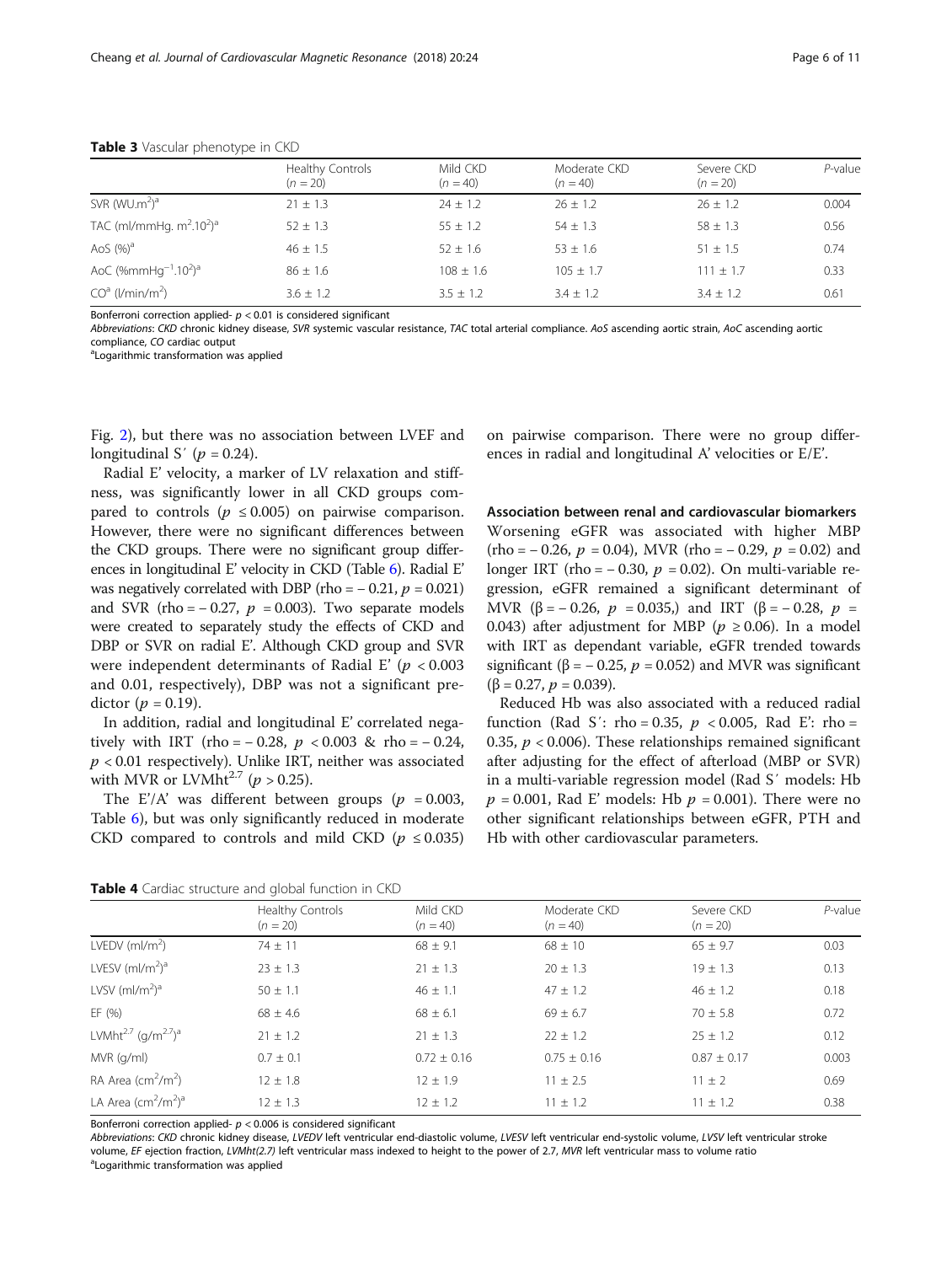**Table 3** Vascular phenotype in CKD

| | Healthy Controls ($n = 20$) | Mild CKD ($n = 40$) | Moderate CKD ($n = 40$) | Severe CKD ($n = 20$) | *P*-value |
|---|---|---|---|---|---|
| SVR ($WU.m^2$)[a] | 21 ± 1.3 | 24 ± 1.2 | 26 ± 1.2 | 26 ± 1.2 | 0.004 |
| TAC ($ml/mmHg.\ m^2.10^2$)[a] | 52 ± 1.3 | 55 ± 1.2 | 54 ± 1.3 | 58 ± 1.3 | 0.56 |
| AoS (%)[a] | 46 ± 1.5 | 52 ± 1.6 | 53 ± 1.6 | 51 ± 1.5 | 0.74 |
| AoC ($\%mmHg^{-1}.10^2$)[a] | 86 ± 1.6 | 108 ± 1.6 | 105 ± 1.7 | 111 ± 1.7 | 0.33 |
| CO[a] ($l/min/m^2$) | 3.6 ± 1.2 | 3.5 ± 1.2 | 3.4 ± 1.2 | 3.4 ± 1.2 | 0.61 |

Bonferroni correction applied- $p < 0.01$ is considered significant

*Abbreviations*: *CKD* chronic kidney disease, *SVR* systemic vascular resistance, *TAC* total arterial compliance. *AoS* ascending aortic strain, *AoC* ascending aortic compliance, *CO* cardiac output

[a]Logarithmic transformation was applied

Fig. 2), but there was no association between LVEF and longitudinal S′ ($p = 0.24$).

Radial E′ velocity, a marker of LV relaxation and stiffness, was significantly lower in all CKD groups compared to controls ($p \leq 0.005$) on pairwise comparison. However, there were no significant differences between the CKD groups. There were no significant group differences in longitudinal E′ velocity in CKD (Table 6). Radial E′ was negatively correlated with DBP (rho = − 0.21, $p = 0.021$) and SVR (rho = − 0.27, $p = 0.003$). Two separate models were created to separately study the effects of CKD and DBP or SVR on radial E′. Although CKD group and SVR were independent determinants of Radial E′ ($p < 0.003$ and 0.01, respectively), DBP was not a significant predictor ($p = 0.19$).

In addition, radial and longitudinal E′ correlated negatively with IRT (rho = − 0.28, $p < 0.003$ & rho = − 0.24, $p < 0.01$ respectively). Unlike IRT, neither was associated with MVR or LVMht[2.7] ($p > 0.25$).

The E′/A′ was different between groups ($p = 0.003$, Table 6), but was only significantly reduced in moderate CKD compared to controls and mild CKD ($p \leq 0.035$) on pairwise comparison. There were no group differences in radial and longitudinal A′ velocities or E/E′.

### Association between renal and cardiovascular biomarkers

Worsening eGFR was associated with higher MBP (rho = − 0.26, $p = 0.04$), MVR (rho = − 0.29, $p = 0.02$) and longer IRT (rho = − 0.30, $p = 0.02$). On multi-variable regression, eGFR remained a significant determinant of MVR (β = − 0.26, $p = 0.035$,) and IRT (β = − 0.28, $p = 0.043$) after adjustment for MBP ($p \geq 0.06$). In a model with IRT as dependant variable, eGFR trended towards significant (β = − 0.25, $p = 0.052$) and MVR was significant (β = 0.27, $p = 0.039$).

Reduced Hb was also associated with a reduced radial function (Rad S′: rho = 0.35, $p < 0.005$, Rad E′: rho = 0.35, $p < 0.006$). These relationships remained significant after adjusting for the effect of afterload (MBP or SVR) in a multi-variable regression model (Rad S′ models: Hb $p = 0.001$, Rad E′ models: Hb $p = 0.001$). There were no other significant relationships between eGFR, PTH and Hb with other cardiovascular parameters.

**Table 4** Cardiac structure and global function in CKD

| | Healthy Controls ($n = 20$) | Mild CKD ($n = 40$) | Moderate CKD ($n = 40$) | Severe CKD ($n = 20$) | *P*-value |
|---|---|---|---|---|---|
| LVEDV ($ml/m^2$) | 74 ± 11 | 68 ± 9.1 | 68 ± 10 | 65 ± 9.7 | 0.03 |
| LVESV ($ml/m^2$)[a] | 23 ± 1.3 | 21 ± 1.3 | 20 ± 1.3 | 19 ± 1.3 | 0.13 |
| LVSV ($ml/m^2$)[a] | 50 ± 1.1 | 46 ± 1.1 | 47 ± 1.2 | 46 ± 1.2 | 0.18 |
| EF (%) | 68 ± 4.6 | 68 ± 6.1 | 69 ± 6.7 | 70 ± 5.8 | 0.72 |
| LVMht[2.7] ($g/m^{2.7}$)[a] | 21 ± 1.2 | 21 ± 1.3 | 22 ± 1.2 | 25 ± 1.2 | 0.12 |
| MVR (g/ml) | 0.7 ± 0.1 | 0.72 ± 0.16 | 0.75 ± 0.16 | 0.87 ± 0.17 | 0.003 |
| RA Area ($cm^2/m^2$) | 12 ± 1.8 | 12 ± 1.9 | 11 ± 2.5 | 11 ± 2 | 0.69 |
| LA Area ($cm^2/m^2$)[a] | 12 ± 1.3 | 12 ± 1.2 | 11 ± 1.2 | 11 ± 1.2 | 0.38 |

Bonferroni correction applied- $p < 0.006$ is considered significant

*Abbreviations*: *CKD* chronic kidney disease, *LVEDV* left ventricular end-diastolic volume, *LVESV* left ventricular end-systolic volume, *LVSV* left ventricular stroke volume, *EF* ejection fraction, *LVMht(2.7)* left ventricular mass indexed to height to the power of 2.7, *MVR* left ventricular mass to volume ratio

[a]Logarithmic transformation was applied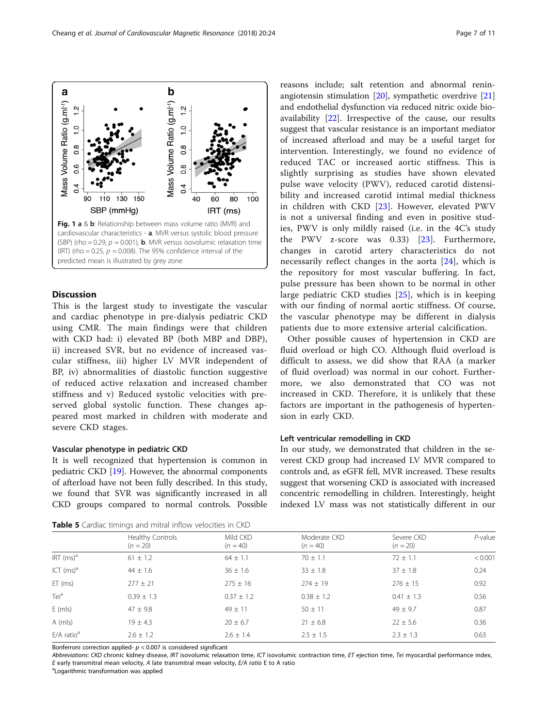Fig. 1 **a** & **b**: Relationship between mass volume ratio (MVR) and cardiovascular characteristics - **a**. MVR versus systolic blood pressure (SBP) (rho = 0.29, $p = 0.001$), **b**. MVR versus isovolumic relaxation time (IRT) (rho = 0.25, $p = 0.008$). The 95% confidence interval of the predicted mean is illustrated by grey zone

## Discussion

This is the largest study to investigate the vascular and cardiac phenotype in pre-dialysis pediatric CKD using CMR. The main findings were that children with CKD had: i) elevated BP (both MBP and DBP), ii) increased SVR, but no evidence of increased vascular stiffness, iii) higher LV MVR independent of BP, iv) abnormalities of diastolic function suggestive of reduced active relaxation and increased chamber stiffness and v) Reduced systolic velocities with preserved global systolic function. These changes appeared most marked in children with moderate and severe CKD stages.

### Vascular phenotype in pediatric CKD

It is well recognized that hypertension is common in pediatric CKD [19]. However, the abnormal components of afterload have not been fully described. In this study, we found that SVR was significantly increased in all CKD groups compared to normal controls. Possible reasons include; salt retention and abnormal renin-angiotensin stimulation [20], sympathetic overdrive [21] and endothelial dysfunction via reduced nitric oxide bioavailability [22]. Irrespective of the cause, our results suggest that vascular resistance is an important mediator of increased afterload and may be a useful target for intervention. Interestingly, we found no evidence of reduced TAC or increased aortic stiffness. This is slightly surprising as studies have shown elevated pulse wave velocity (PWV), reduced carotid distensibility and increased carotid intimal medial thickness in children with CKD [23]. However, elevated PWV is not a universal finding and even in positive studies, PWV is only mildly raised (i.e. in the 4C's study the PWV z-score was 0.33) [23]. Furthermore, changes in carotid artery characteristics do not necessarily reflect changes in the aorta [24], which is the repository for most vascular buffering. In fact, pulse pressure has been shown to be normal in other large pediatric CKD studies [25], which is in keeping with our finding of normal aortic stiffness. Of course, the vascular phenotype may be different in dialysis patients due to more extensive arterial calcification.

Other possible causes of hypertension in CKD are fluid overload or high CO. Although fluid overload is difficult to assess, we did show that RAA (a marker of fluid overload) was normal in our cohort. Furthermore, we also demonstrated that CO was not increased in CKD. Therefore, it is unlikely that these factors are important in the pathogenesis of hypertension in early CKD.

### Left ventricular remodelling in CKD

In our study, we demonstrated that children in the severest CKD group had increased LV MVR compared to controls and, as eGFR fell, MVR increased. These results suggest that worsening CKD is associated with increased concentric remodelling in children. Interestingly, height indexed LV mass was not statistically different in our

**Table 5** Cardiac timings and mitral inflow velocities in CKD

| | Healthy Controls ($n = 20$) | Mild CKD ($n = 40$) | Moderate CKD ($n = 40$) | Severe CKD ($n = 20$) | *P*-value |
|---|---|---|---|---|---|
| IRT (ms)[a] | 61 ± 1.2 | 64 ± 1.1 | 70 ± 1.1 | 72 ± 1.1 | < 0.001 |
| ICT (ms)[a] | 44 ± 1.6 | 36 ± 1.6 | 33 ± 1.8 | 37 ± 1.8 | 0.24 |
| ET (ms) | 277 ± 21 | 275 ± 16 | 274 ± 19 | 276 ± 15 | 0.92 |
| Tei[a] | 0.39 ± 1.3 | 0.37 ± 1.2 | 0.38 ± 1.2 | 0.41 ± 1.3 | 0.56 |
| E (mls) | 47 ± 9.8 | 49 ± 11 | 50 ± 11 | 49 ± 9.7 | 0.87 |
| A (mls) | 19 ± 4.3 | 20 ± 6.7 | 21 ± 6.8 | 22 ± 5.6 | 0.36 |
| E/A ratio[a] | 2.6 ± 1.2 | 2.6 ± 1.4 | 2.5 ± 1.5 | 2.3 ± 1.3 | 0.63 |

Bonferroni correction applied- $p < 0.007$ is considered significant

*Abbreviations*: *CKD* chronic kidney disease, *IRT* isovolumic relaxation time, *ICT* isovolumic contraction time, *ET* ejection time, *Tei* myocardial performance index, *E* early transmitral mean velocity, *A* late transmitral mean velocity, *E/A ratio* E to A ratio

[a]Logarithmic transformation was applied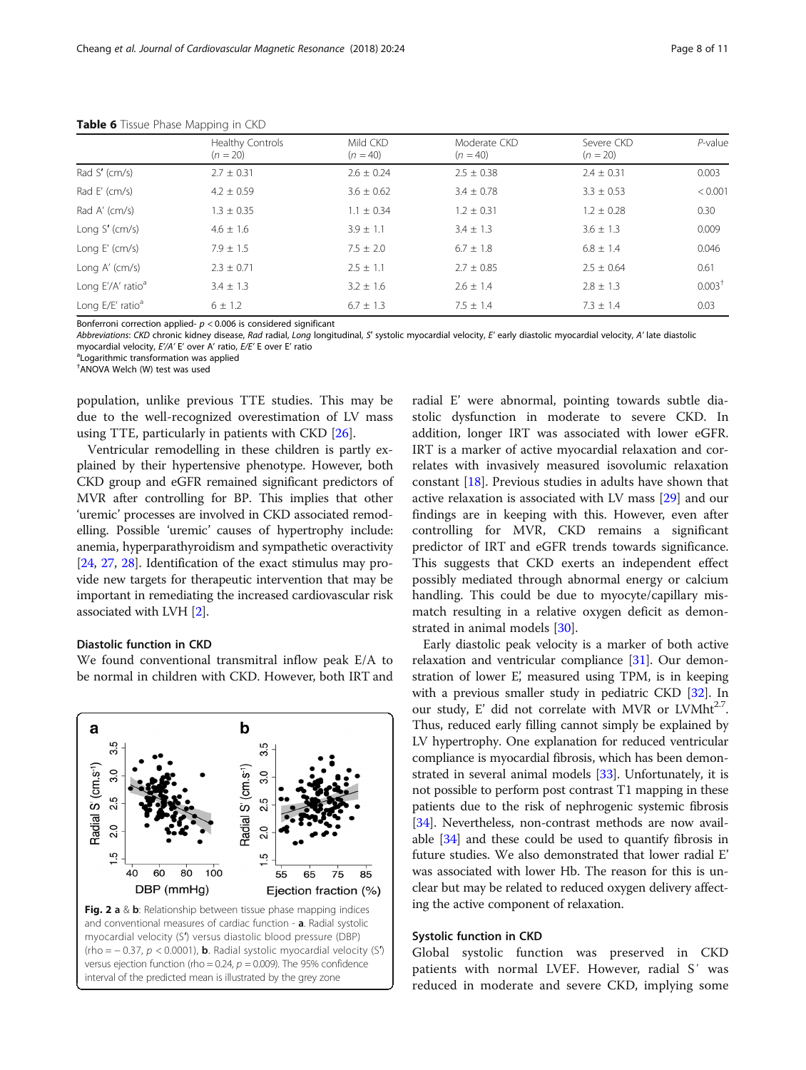**Table 6** Tissue Phase Mapping in CKD

| | Healthy Controls ($n = 20$) | Mild CKD ($n = 40$) | Moderate CKD ($n = 40$) | Severe CKD ($n = 20$) | P-value |
|---|---|---|---|---|---|
| Rad S′ (cm/s) | 2.7 ± 0.31 | 2.6 ± 0.24 | 2.5 ± 0.38 | 2.4 ± 0.31 | 0.003 |
| Rad E′ (cm/s) | 4.2 ± 0.59 | 3.6 ± 0.62 | 3.4 ± 0.78 | 3.3 ± 0.53 | < 0.001 |
| Rad A′ (cm/s) | 1.3 ± 0.35 | 1.1 ± 0.34 | 1.2 ± 0.31 | 1.2 ± 0.28 | 0.30 |
| Long S′ (cm/s) | 4.6 ± 1.6 | 3.9 ± 1.1 | 3.4 ± 1.3 | 3.6 ± 1.3 | 0.009 |
| Long E′ (cm/s) | 7.9 ± 1.5 | 7.5 ± 2.0 | 6.7 ± 1.8 | 6.8 ± 1.4 | 0.046 |
| Long A′ (cm/s) | 2.3 ± 0.71 | 2.5 ± 1.1 | 2.7 ± 0.85 | 2.5 ± 0.64 | 0.61 |
| Long E′/A′ ratio[a] | 3.4 ± 1.3 | 3.2 ± 1.6 | 2.6 ± 1.4 | 2.8 ± 1.3 | 0.003[†] |
| Long E/E′ ratio[a] | 6 ± 1.2 | 6.7 ± 1.3 | 7.5 ± 1.4 | 7.3 ± 1.4 | 0.03 |

Bonferroni correction applied- $p < 0.006$ is considered significant

*Abbreviations*: *CKD* chronic kidney disease, *Rad* radial, *Long* longitudinal, *S′* systolic myocardial velocity, *E′* early diastolic myocardial velocity, *A′* late diastolic myocardial velocity, *E′/A′* E′ over A′ ratio, *E/E′* E over E′ ratio

[a]Logarithmic transformation was applied

[†]ANOVA Welch (W) test was used

population, unlike previous TTE studies. This may be due to the well-recognized overestimation of LV mass using TTE, particularly in patients with CKD [26].

Ventricular remodelling in these children is partly explained by their hypertensive phenotype. However, both CKD group and eGFR remained significant predictors of MVR after controlling for BP. This implies that other 'uremic' processes are involved in CKD associated remodelling. Possible 'uremic' causes of hypertrophy include: anemia, hyperparathyroidism and sympathetic overactivity [24, 27, 28]. Identification of the exact stimulus may provide new targets for therapeutic intervention that may be important in remediating the increased cardiovascular risk associated with LVH [2].

### Diastolic function in CKD

We found conventional transmitral inflow peak E/A to be normal in children with CKD. However, both IRT and radial E′ were abnormal, pointing towards subtle diastolic dysfunction in moderate to severe CKD. In addition, longer IRT was associated with lower eGFR. IRT is a marker of active myocardial relaxation and correlates with invasively measured isovolumic relaxation constant [18]. Previous studies in adults have shown that active relaxation is associated with LV mass [29] and our findings are in keeping with this. However, even after controlling for MVR, CKD remains a significant predictor of IRT and eGFR trends towards significance. This suggests that CKD exerts an independent effect possibly mediated through abnormal energy or calcium handling. This could be due to myocyte/capillary mismatch resulting in a relative oxygen deficit as demonstrated in animal models [30].

Early diastolic peak velocity is a marker of both active relaxation and ventricular compliance [31]. Our demonstration of lower E′, measured using TPM, is in keeping with a previous smaller study in pediatric CKD [32]. In our study, E′ did not correlate with MVR or LVMht$^{2.7}$. Thus, reduced early filling cannot simply be explained by LV hypertrophy. One explanation for reduced ventricular compliance is myocardial fibrosis, which has been demonstrated in several animal models [33]. Unfortunately, it is not possible to perform post contrast T1 mapping in these patients due to the risk of nephrogenic systemic fibrosis [34]. Nevertheless, non-contrast methods are now available [34] and these could be used to quantify fibrosis in future studies. We also demonstrated that lower radial E′ was associated with lower Hb. The reason for this is unclear but may be related to reduced oxygen delivery affecting the active component of relaxation.

**Fig. 2 a & b**: Relationship between tissue phase mapping indices and conventional measures of cardiac function - **a**. Radial systolic myocardial velocity (S′) versus diastolic blood pressure (DBP) (rho = − 0.37, $p < 0.0001$), **b**. Radial systolic myocardial velocity (S′) versus ejection function (rho = 0.24, $p = 0.009$). The 95% confidence interval of the predicted mean is illustrated by the grey zone

### Systolic function in CKD

Global systolic function was preserved in CKD patients with normal LVEF. However, radial S′ was reduced in moderate and severe CKD, implying some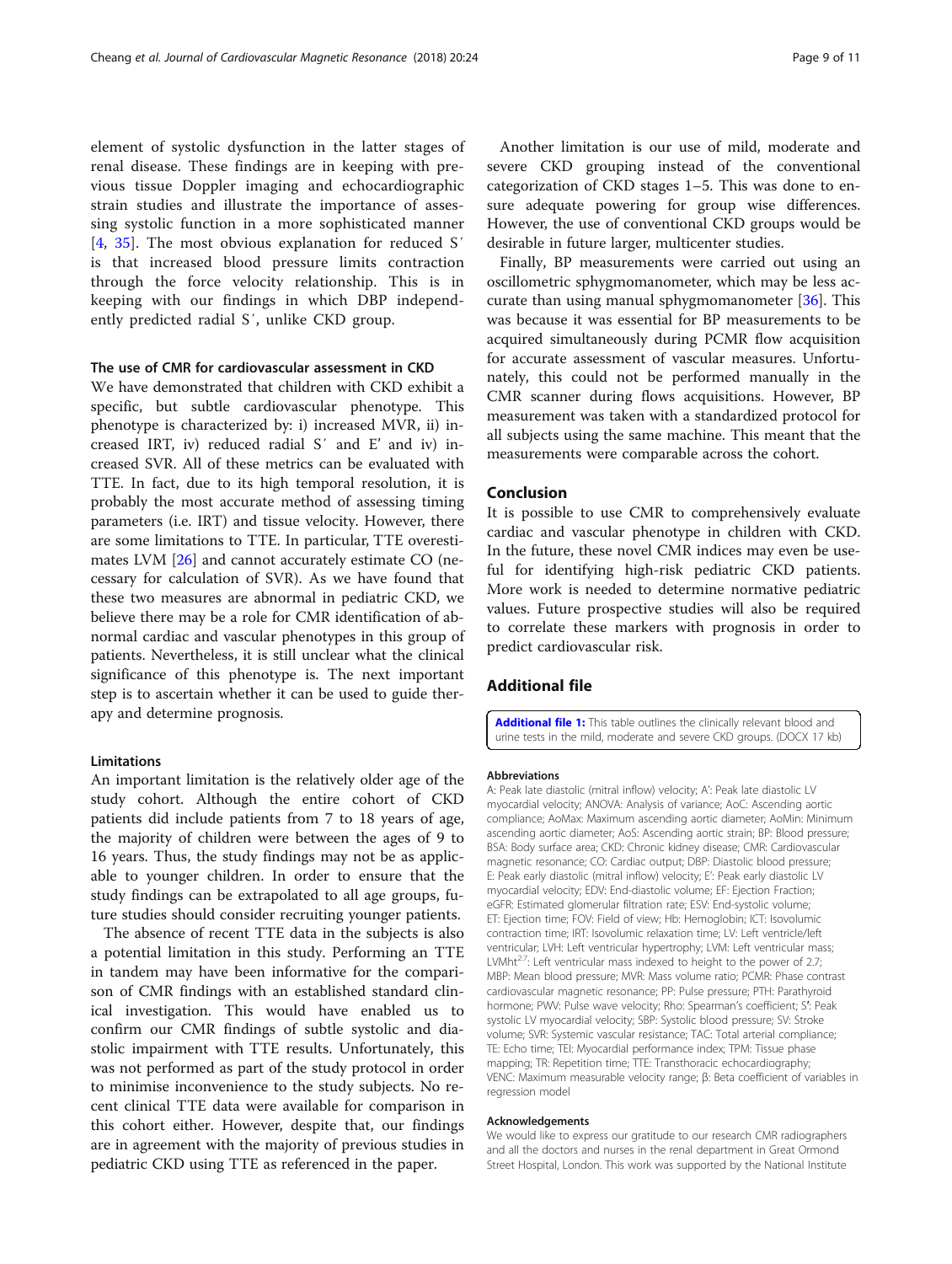element of systolic dysfunction in the latter stages of renal disease. These findings are in keeping with previous tissue Doppler imaging and echocardiographic strain studies and illustrate the importance of assessing systolic function in a more sophisticated manner [4, 35]. The most obvious explanation for reduced S′ is that increased blood pressure limits contraction through the force velocity relationship. This is in keeping with our findings in which DBP independently predicted radial S′, unlike CKD group.

### The use of CMR for cardiovascular assessment in CKD

We have demonstrated that children with CKD exhibit a specific, but subtle cardiovascular phenotype. This phenotype is characterized by: i) increased MVR, ii) increased IRT, iv) reduced radial S′ and E′ and iv) increased SVR. All of these metrics can be evaluated with TTE. In fact, due to its high temporal resolution, it is probably the most accurate method of assessing timing parameters (i.e. IRT) and tissue velocity. However, there are some limitations to TTE. In particular, TTE overestimates LVM [26] and cannot accurately estimate CO (necessary for calculation of SVR). As we have found that these two measures are abnormal in pediatric CKD, we believe there may be a role for CMR identification of abnormal cardiac and vascular phenotypes in this group of patients. Nevertheless, it is still unclear what the clinical significance of this phenotype is. The next important step is to ascertain whether it can be used to guide therapy and determine prognosis.

### Limitations

An important limitation is the relatively older age of the study cohort. Although the entire cohort of CKD patients did include patients from 7 to 18 years of age, the majority of children were between the ages of 9 to 16 years. Thus, the study findings may not be as applicable to younger children. In order to ensure that the study findings can be extrapolated to all age groups, future studies should consider recruiting younger patients.

The absence of recent TTE data in the subjects is also a potential limitation in this study. Performing an TTE in tandem may have been informative for the comparison of CMR findings with an established standard clinical investigation. This would have enabled us to confirm our CMR findings of subtle systolic and diastolic impairment with TTE results. Unfortunately, this was not performed as part of the study protocol in order to minimise inconvenience to the study subjects. No recent clinical TTE data were available for comparison in this cohort either. However, despite that, our findings are in agreement with the majority of previous studies in pediatric CKD using TTE as referenced in the paper.

Another limitation is our use of mild, moderate and severe CKD grouping instead of the conventional categorization of CKD stages 1–5. This was done to ensure adequate powering for group wise differences. However, the use of conventional CKD groups would be desirable in future larger, multicenter studies.

Finally, BP measurements were carried out using an oscillometric sphygmomanometer, which may be less accurate than using manual sphygmomanometer [36]. This was because it was essential for BP measurements to be acquired simultaneously during PCMR flow acquisition for accurate assessment of vascular measures. Unfortunately, this could not be performed manually in the CMR scanner during flows acquisitions. However, BP measurement was taken with a standardized protocol for all subjects using the same machine. This meant that the measurements were comparable across the cohort.

## Conclusion

It is possible to use CMR to comprehensively evaluate cardiac and vascular phenotype in children with CKD. In the future, these novel CMR indices may even be useful for identifying high-risk pediatric CKD patients. More work is needed to determine normative pediatric values. Future prospective studies will also be required to correlate these markers with prognosis in order to predict cardiovascular risk.

## Additional file

**Additional file 1:** This table outlines the clinically relevant blood and urine tests in the mild, moderate and severe CKD groups. (DOCX 17 kb)

#### Abbreviations

A: Peak late diastolic (mitral inflow) velocity; A′: Peak late diastolic LV myocardial velocity; ANOVA: Analysis of variance; AoC: Ascending aortic compliance; AoMax: Maximum ascending aortic diameter; AoMin: Minimum ascending aortic diameter; AoS: Ascending aortic strain; BP: Blood pressure; BSA: Body surface area; CKD: Chronic kidney disease; CMR: Cardiovascular magnetic resonance; CO: Cardiac output; DBP: Diastolic blood pressure; E: Peak early diastolic (mitral inflow) velocity; E′: Peak early diastolic LV myocardial velocity; EDV: End-diastolic volume; EF: Ejection Fraction; eGFR: Estimated glomerular filtration rate; ESV: End-systolic volume; ET: Ejection time; FOV: Field of view; Hb: Hemoglobin; ICT: Isovolumic contraction time; IRT: Isovolumic relaxation time; LV: Left ventricle/left ventricular; LVH: Left ventricular hypertrophy; LVM: Left ventricular mass; $LVMht^{2.7}$: Left ventricular mass indexed to height to the power of 2.7; MBP: Mean blood pressure; MVR: Mass volume ratio; PCMR: Phase contrast cardiovascular magnetic resonance; PP: Pulse pressure; PTH: Parathyroid hormone; PWV: Pulse wave velocity; Rho: Spearman's coefficient; S′: Peak systolic LV myocardial velocity; SBP: Systolic blood pressure; SV: Stroke volume; SVR: Systemic vascular resistance; TAC: Total arterial compliance; TE: Echo time; TEI: Myocardial performance index; TPM: Tissue phase mapping; TR: Repetition time; TTE: Transthoracic echocardiography; VENC: Maximum measurable velocity range; β: Beta coefficient of variables in regression model

#### Acknowledgements

We would like to express our gratitude to our research CMR radiographers and all the doctors and nurses in the renal department in Great Ormond Street Hospital, London. This work was supported by the National Institute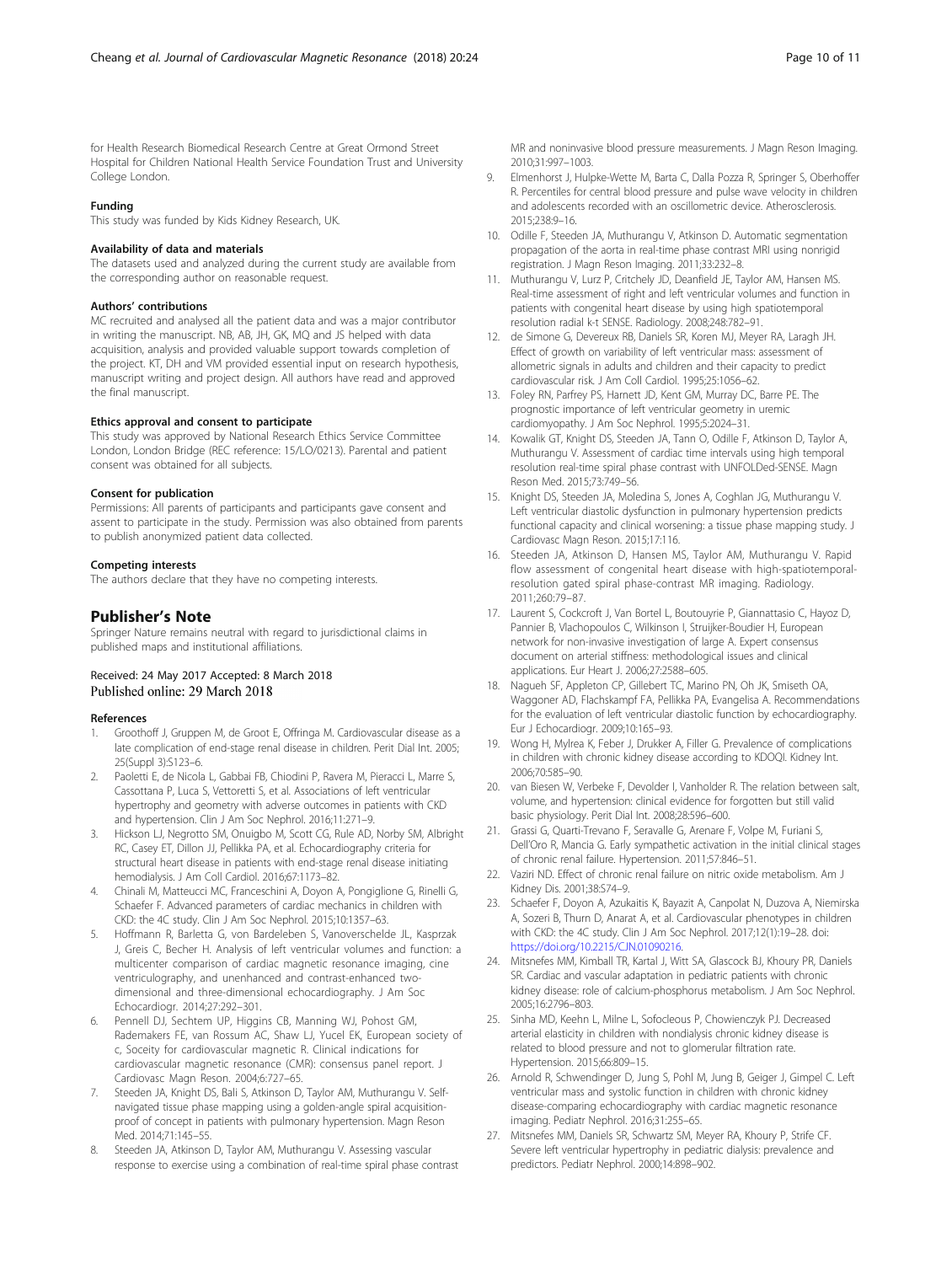for Health Research Biomedical Research Centre at Great Ormond Street Hospital for Children National Health Service Foundation Trust and University College London.

#### Funding

This study was funded by Kids Kidney Research, UK.

#### Availability of data and materials

The datasets used and analyzed during the current study are available from the corresponding author on reasonable request.

#### Authors' contributions

MC recruited and analysed all the patient data and was a major contributor in writing the manuscript. NB, AB, JH, GK, MQ and JS helped with data acquisition, analysis and provided valuable support towards completion of the project. KT, DH and VM provided essential input on research hypothesis, manuscript writing and project design. All authors have read and approved the final manuscript.

#### Ethics approval and consent to participate

This study was approved by National Research Ethics Service Committee London, London Bridge (REC reference: 15/LO/0213). Parental and patient consent was obtained for all subjects.

#### Consent for publication

Permissions: All parents of participants and participants gave consent and assent to participate in the study. Permission was also obtained from parents to publish anonymized patient data collected.

#### Competing interests

The authors declare that they have no competing interests.

## Publisher's Note

Springer Nature remains neutral with regard to jurisdictional claims in published maps and institutional affiliations.

Received: 24 May 2017 Accepted: 8 March 2018
Published online: 29 March 2018

#### References

1. Groothoff J, Gruppen M, de Groot E, Offringa M. Cardiovascular disease as a late complication of end-stage renal disease in children. Perit Dial Int. 2005; 25(Suppl 3):S123–6.
2. Paoletti E, de Nicola L, Gabbai FB, Chiodini P, Ravera M, Pieracci L, Marre S, Cassottana P, Luca S, Vettoretti S, et al. Associations of left ventricular hypertrophy and geometry with adverse outcomes in patients with CKD and hypertension. Clin J Am Soc Nephrol. 2016;11:271–9.
3. Hickson LJ, Negrotto SM, Onuigbo M, Scott CG, Rule AD, Norby SM, Albright RC, Casey ET, Dillon JJ, Pellikka PA, et al. Echocardiography criteria for structural heart disease in patients with end-stage renal disease initiating hemodialysis. J Am Coll Cardiol. 2016;67:1173–82.
4. Chinali M, Matteucci MC, Franceschini A, Doyon A, Pongiglione G, Rinelli G, Schaefer F. Advanced parameters of cardiac mechanics in children with CKD: the 4C study. Clin J Am Soc Nephrol. 2015;10:1357–63.
5. Hoffmann R, Barletta G, von Bardeleben S, Vanoverschelde JL, Kasprzak J, Greis C, Becher H. Analysis of left ventricular volumes and function: a multicenter comparison of cardiac magnetic resonance imaging, cine ventriculography, and unenhanced and contrast-enhanced two-dimensional and three-dimensional echocardiography. J Am Soc Echocardiogr. 2014;27:292–301.
6. Pennell DJ, Sechtem UP, Higgins CB, Manning WJ, Pohost GM, Rademakers FE, van Rossum AC, Shaw LJ, Yucel EK, European society of c, Soceity for cardiovascular magnetic R. Clinical indications for cardiovascular magnetic resonance (CMR): consensus panel report. J Cardiovasc Magn Reson. 2004;6:727–65.
7. Steeden JA, Knight DS, Bali S, Atkinson D, Taylor AM, Muthurangu V. Self-navigated tissue phase mapping using a golden-angle spiral acquisition-proof of concept in patients with pulmonary hypertension. Magn Reson Med. 2014;71:145–55.
8. Steeden JA, Atkinson D, Taylor AM, Muthurangu V. Assessing vascular response to exercise using a combination of real-time spiral phase contrast MR and noninvasive blood pressure measurements. J Magn Reson Imaging. 2010;31:997–1003.
9. Elmenhorst J, Hulpke-Wette M, Barta C, Dalla Pozza R, Springer S, Oberhoffer R. Percentiles for central blood pressure and pulse wave velocity in children and adolescents recorded with an oscillometric device. Atherosclerosis. 2015;238:9–16.
10. Odille F, Steeden JA, Muthurangu V, Atkinson D. Automatic segmentation propagation of the aorta in real-time phase contrast MRI using nonrigid registration. J Magn Reson Imaging. 2011;33:232–8.
11. Muthurangu V, Lurz P, Critchely JD, Deanfield JE, Taylor AM, Hansen MS. Real-time assessment of right and left ventricular volumes and function in patients with congenital heart disease by using high spatiotemporal resolution radial k-t SENSE. Radiology. 2008;248:782–91.
12. de Simone G, Devereux RB, Daniels SR, Koren MJ, Meyer RA, Laragh JH. Effect of growth on variability of left ventricular mass: assessment of allometric signals in adults and children and their capacity to predict cardiovascular risk. J Am Coll Cardiol. 1995;25:1056–62.
13. Foley RN, Parfrey PS, Harnett JD, Kent GM, Murray DC, Barre PE. The prognostic importance of left ventricular geometry in uremic cardiomyopathy. J Am Soc Nephrol. 1995;5:2024–31.
14. Kowalik GT, Knight DS, Steeden JA, Tann O, Odille F, Atkinson D, Taylor A, Muthurangu V. Assessment of cardiac time intervals using high temporal resolution real-time spiral phase contrast with UNFOLDed-SENSE. Magn Reson Med. 2015;73:749–56.
15. Knight DS, Steeden JA, Moledina S, Jones A, Coghlan JG, Muthurangu V. Left ventricular diastolic dysfunction in pulmonary hypertension predicts functional capacity and clinical worsening: a tissue phase mapping study. J Cardiovasc Magn Reson. 2015;17:116.
16. Steeden JA, Atkinson D, Hansen MS, Taylor AM, Muthurangu V. Rapid flow assessment of congenital heart disease with high-spatiotemporal-resolution gated spiral phase-contrast MR imaging. Radiology. 2011;260:79–87.
17. Laurent S, Cockcroft J, Van Bortel L, Boutouyrie P, Giannattasio C, Hayoz D, Pannier B, Vlachopoulos C, Wilkinson I, Struijker-Boudier H, European network for non-invasive investigation of large A. Expert consensus document on arterial stiffness: methodological issues and clinical applications. Eur Heart J. 2006;27:2588–605.
18. Nagueh SF, Appleton CP, Gillebert TC, Marino PN, Oh JK, Smiseth OA, Waggoner AD, Flachskampf FA, Pellikka PA, Evangelisa A. Recommendations for the evaluation of left ventricular diastolic function by echocardiography. Eur J Echocardiogr. 2009;10:165–93.
19. Wong H, Mylrea K, Feber J, Drukker A, Filler G. Prevalence of complications in children with chronic kidney disease according to KDOQI. Kidney Int. 2006;70:585–90.
20. van Biesen W, Verbeke F, Devolder I, Vanholder R. The relation between salt, volume, and hypertension: clinical evidence for forgotten but still valid basic physiology. Perit Dial Int. 2008;28:596–600.
21. Grassi G, Quarti-Trevano F, Seravalle G, Arenare F, Volpe M, Furiani S, Dell'Oro R, Mancia G. Early sympathetic activation in the initial clinical stages of chronic renal failure. Hypertension. 2011;57:846–51.
22. Vaziri ND. Effect of chronic renal failure on nitric oxide metabolism. Am J Kidney Dis. 2001;38:S74–9.
23. Schaefer F, Doyon A, Azukaitis K, Bayazit A, Canpolat N, Duzova A, Niemirska A, Sozeri B, Thurn D, Anarat A, et al. Cardiovascular phenotypes in children with CKD: the 4C study. Clin J Am Soc Nephrol. 2017;12(1):19–28. doi: https://doi.org/10.2215/CJN.01090216.
24. Mitsnefes MM, Kimball TR, Kartal J, Witt SA, Glascock BJ, Khoury PR, Daniels SR. Cardiac and vascular adaptation in pediatric patients with chronic kidney disease: role of calcium-phosphorus metabolism. J Am Soc Nephrol. 2005;16:2796–803.
25. Sinha MD, Keehn L, Milne L, Sofocleous P, Chowienczyk PJ. Decreased arterial elasticity in children with nondialysis chronic kidney disease is related to blood pressure and not to glomerular filtration rate. Hypertension. 2015;66:809–15.
26. Arnold R, Schwendinger D, Jung S, Pohl M, Jung B, Geiger J, Gimpel C. Left ventricular mass and systolic function in children with chronic kidney disease-comparing echocardiography with cardiac magnetic resonance imaging. Pediatr Nephrol. 2016;31:255–65.
27. Mitsnefes MM, Daniels SR, Schwartz SM, Meyer RA, Khoury P, Strife CF. Severe left ventricular hypertrophy in pediatric dialysis: prevalence and predictors. Pediatr Nephrol. 2000;14:898–902.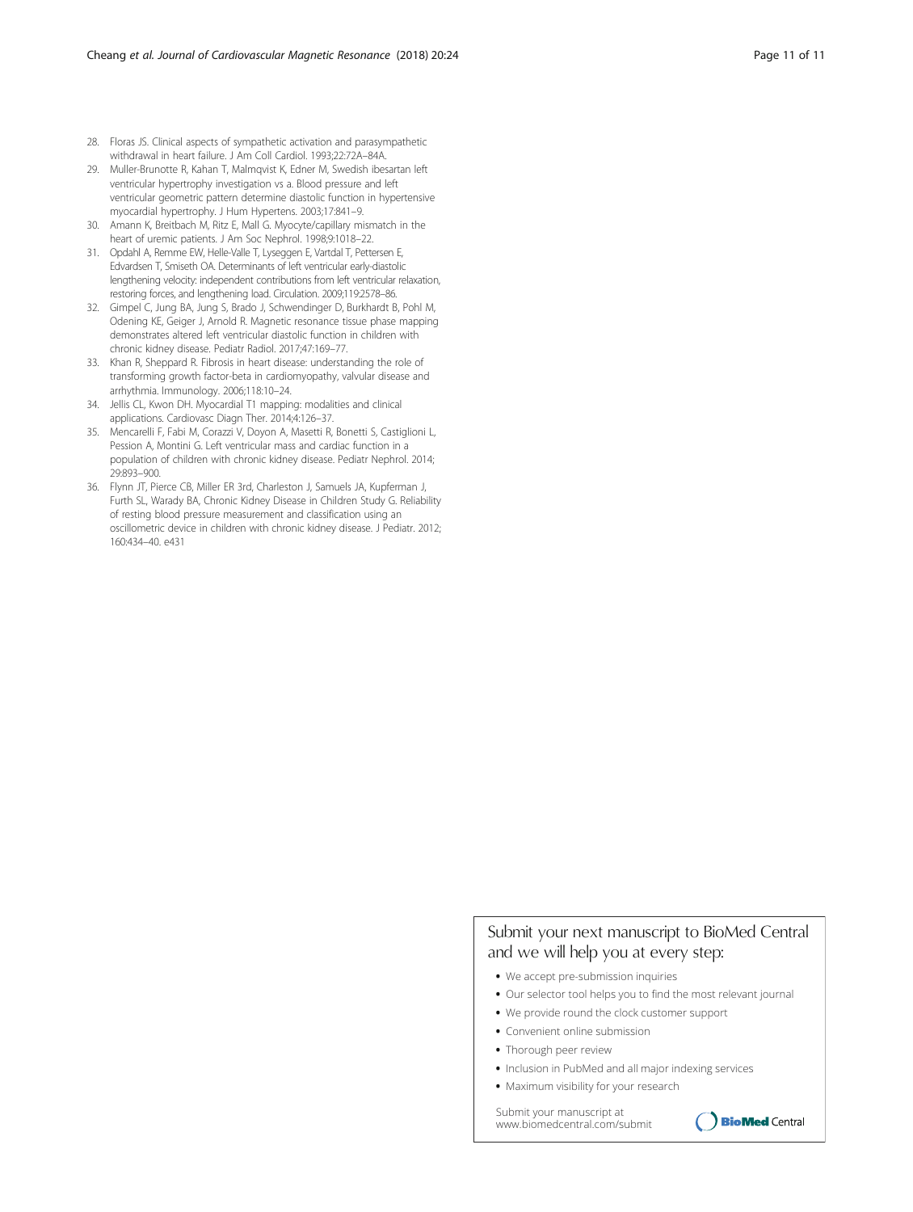28. Floras JS. Clinical aspects of sympathetic activation and parasympathetic withdrawal in heart failure. J Am Coll Cardiol. 1993;22:72A–84A.
29. Muller-Brunotte R, Kahan T, Malmqvist K, Edner M, Swedish ibesartan left ventricular hypertrophy investigation vs a. Blood pressure and left ventricular geometric pattern determine diastolic function in hypertensive myocardial hypertrophy. J Hum Hypertens. 2003;17:841–9.
30. Amann K, Breitbach M, Ritz E, Mall G. Myocyte/capillary mismatch in the heart of uremic patients. J Am Soc Nephrol. 1998;9:1018–22.
31. Opdahl A, Remme EW, Helle-Valle T, Lyseggen E, Vartdal T, Pettersen E, Edvardsen T, Smiseth OA. Determinants of left ventricular early-diastolic lengthening velocity: independent contributions from left ventricular relaxation, restoring forces, and lengthening load. Circulation. 2009;119:2578–86.
32. Gimpel C, Jung BA, Jung S, Brado J, Schwendinger D, Burkhardt B, Pohl M, Odening KE, Geiger J, Arnold R. Magnetic resonance tissue phase mapping demonstrates altered left ventricular diastolic function in children with chronic kidney disease. Pediatr Radiol. 2017;47:169–77.
33. Khan R, Sheppard R. Fibrosis in heart disease: understanding the role of transforming growth factor-beta in cardiomyopathy, valvular disease and arrhythmia. Immunology. 2006;118:10–24.
34. Jellis CL, Kwon DH. Myocardial T1 mapping: modalities and clinical applications. Cardiovasc Diagn Ther. 2014;4:126–37.
35. Mencarelli F, Fabi M, Corazzi V, Doyon A, Masetti R, Bonetti S, Castiglioni L, Pession A, Montini G. Left ventricular mass and cardiac function in a population of children with chronic kidney disease. Pediatr Nephrol. 2014; 29:893–900.
36. Flynn JT, Pierce CB, Miller ER 3rd, Charleston J, Samuels JA, Kupferman J, Furth SL, Warady BA, Chronic Kidney Disease in Children Study G. Reliability of resting blood pressure measurement and classification using an oscillometric device in children with chronic kidney disease. J Pediatr. 2012; 160:434–40. e431

Submit your next manuscript to BioMed Central and we will help you at every step:

- We accept pre-submission inquiries
- Our selector tool helps you to find the most relevant journal
- We provide round the clock customer support
- Convenient online submission
- Thorough peer review
- Inclusion in PubMed and all major indexing services
- Maximum visibility for your research

Submit your manuscript at
www.biomedcentral.com/submit

BioMed Central